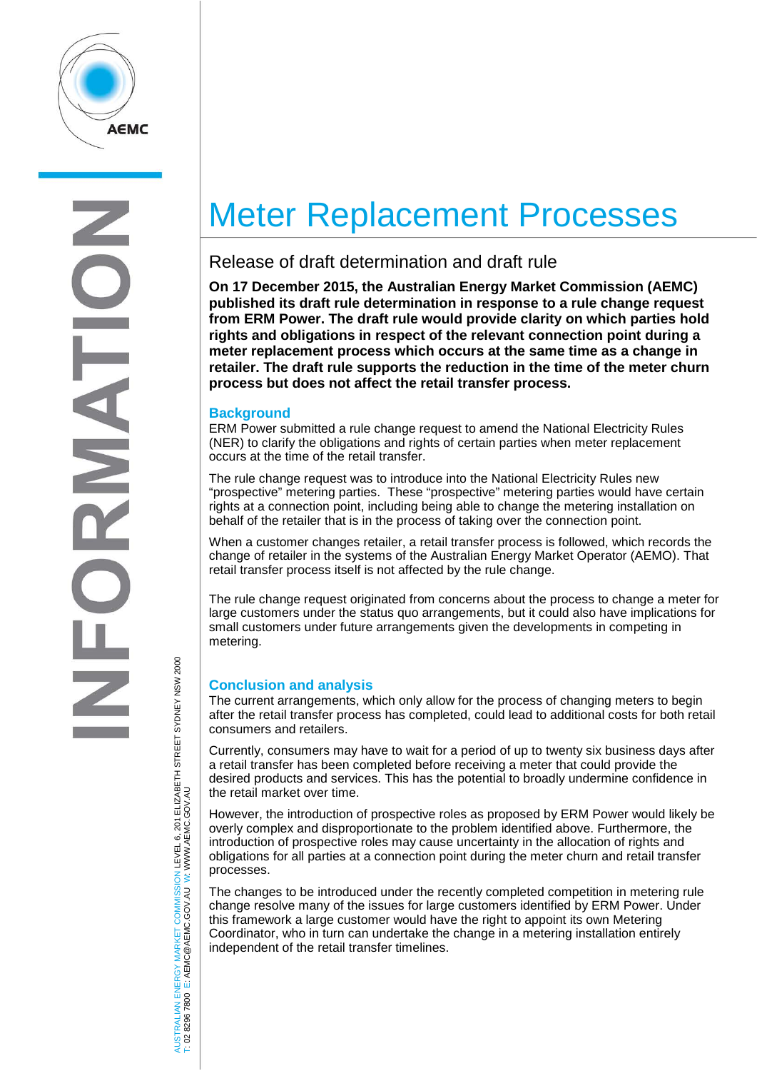# Meter Replacement Processes

## Release of draft determination and draft rule

**On 17 December 2015, the Australian Energy Market Commission (AEMC) published its draft rule determination in response to a rule change request from ERM Power. The draft rule would provide clarity on which parties hold rights and obligations in respect of the relevant connection point during a meter replacement process which occurs at the same time as a change in retailer. The draft rule supports the reduction in the time of the meter churn process but does not affect the retail transfer process.**

### Background

ERM Power submitted a rule change request to amend the National Electricity Rules (NER) to clarify the obligations and rights of certain parties when meter replacement occurs at the time of the retail transfer.

The rule change request was to introduce into the National Electricity Rules new "prospective" metering parties. These "prospective" metering parties would have certain rights at a connection point, including being able to change the metering installation on behalf of the retailer that is in the process of taking over the connection point.

When a customer changes retailer, a retail transfer process is followed, which records the change of retailer in the systems of the Australian Energy Market Operator (AEMO). That retail transfer process itself is not affected by the rule change.

The rule change request originated from concerns about the process to change a meter for large customers under the status quo arrangements, but it could also have implications for small customers under future arrangements given the developments in competing in metering.

### Conclusion and analysis

The current arrangements, which only allow for the process of changing meters to begin after the retail transfer process has completed, could lead to additional costs for both retail consumers and retailers.

Currently, consumers may have to wait for a period of up to twenty six business days after a retail transfer has been completed before receiving a meter that could provide the desired products and services. This has the potential to broadly undermine confidence in the retail market over time.

However, the introduction of prospective roles as proposed by ERM Power would likely be overly complex and disproportionate to the problem identified above. Furthermore, the introduction of prospective roles may cause uncertainty in the allocation of rights and obligations for all parties at a connection point during the meter churn and retail transfer processes.

The changes to be introduced under the recently completed competition in metering rule change resolve many of the issues for large customers identified by ERM Power. Under this framework a large customer would have the right to appoint its own Metering Coordinator, who in turn can undertake the change in a metering installation entirely independent of the retail transfer timelines.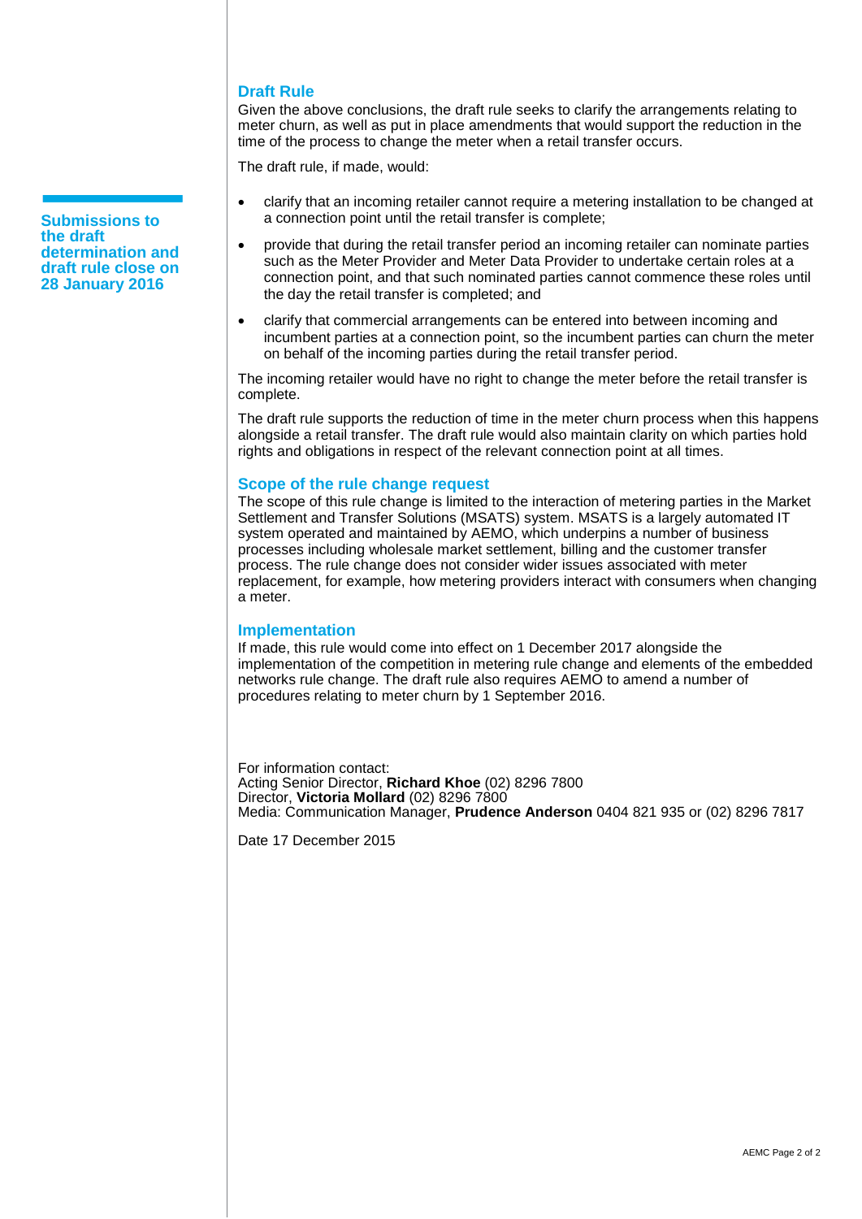## Draft Rule

Given the above conclusions, the draft rule seeks to clarify the arrangements relating to meter churn, as well as put in place amendments that would support the reduction in the time of the process to change the meter when a retail transfer occurs.

**Submissions to the draft determination and draft rule close on 28 January 2016**

The draft rule, if made, would:

- clarify that an incoming retailer cannot require a metering installation to be changed at a connection point until the retail transfer is complete;
- provide that during the retail transfer period an incoming retailer can nominate parties such as the Meter Provider and Meter Data Provider to undertake certain roles at a connection point, and that such nominated parties cannot commence these roles until the day the retail transfer is completed; and
- clarify that commercial arrangements can be entered into between incoming and incumbent parties at a connection point, so the incumbent parties can churn the meter on behalf of the incoming parties during the retail transfer period.

The incoming retailer would have no right to change the meter before the retail transfer is complete.

The draft rule supports the reduction of time in the meter churn process when this happens alongside a retail transfer. The draft rule would also maintain clarity on which parties hold rights and obligations in respect of the relevant connection point at all times.

## Scope of the rule change request

The scope of this rule change is limited to the interaction of metering parties in the Market Settlement and Transfer Solutions (MSATS) system. MSATS is a largely automated IT system operated and maintained by AEMO, which underpins a number of business processes including wholesale market settlement, billing and the customer transfer process. The rule change does not consider wider issues associated with meter replacement, for example, how metering providers interact with consumers when changing a meter.

## Implementation

If made, this rule would come into effect on 1 December 2017 alongside the implementation of the competition in metering rule change and elements of the embedded networks rule change. The draft rule also requires AEMO to amend a number of procedures relating to meter churn by 1 September 2016.

For information contact:
Acting Senior Director, **Richard Khoe** (02) 8296 7800
Director, **Victoria Mollard** (02) 8296 7800
Media: Communication Manager, **Prudence Anderson** 0404 821 935 or (02) 8296 7817

Date 17 December 2015